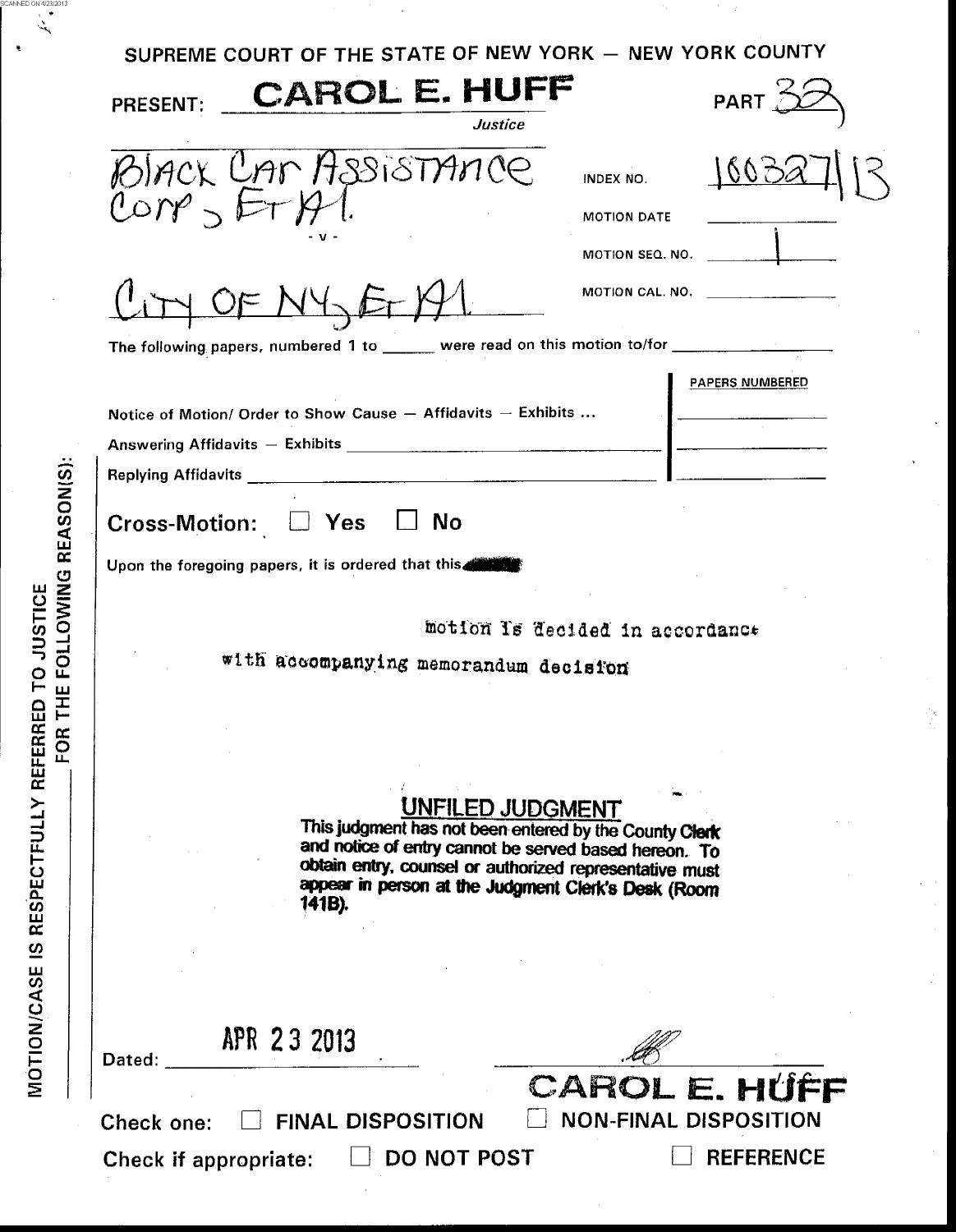SUPREME COURT OF THE STATE OF NEW YORK — NEW YORK COUNTY

PRESENT: **CAROL E. HUFF**, *Justice* PART 32

Black Car Assistance Corp, Et Al.

\- v -

City of NY, Et Al.

INDEX NO. 100327/13

MOTION DATE

MOTION SEQ. NO. 1

MOTION CAL. NO.

The following papers, numbered 1 to ______ were read on this motion to/for ______

| | PAPERS NUMBERED |
|---|---|
| Notice of Motion/ Order to Show Cause — Affidavits — Exhibits ... | |
| Answering Affidavits — Exhibits | |
| Replying Affidavits | |

Cross-Motion: ☐ Yes ☐ No

Upon the foregoing papers, it is ordered that this motion is decided in accordance with accompanying memorandum decision

**UNFILED JUDGMENT**
**This judgment has not been entered by the County Clerk and notice of entry cannot be served based hereon. To obtain entry, counsel or authorized representative must appear in person at the Judgment Clerk's Desk (Room 141B).**

Dated: APR 23 2013

**CAROL E. HUFF**

Check one: ☐ FINAL DISPOSITION ☐ NON-FINAL DISPOSITION

Check if appropriate: ☐ DO NOT POST ☐ REFERENCE

MOTION/CASE IS RESPECTFULLY REFERRED TO JUSTICE FOR THE FOLLOWING REASON(S):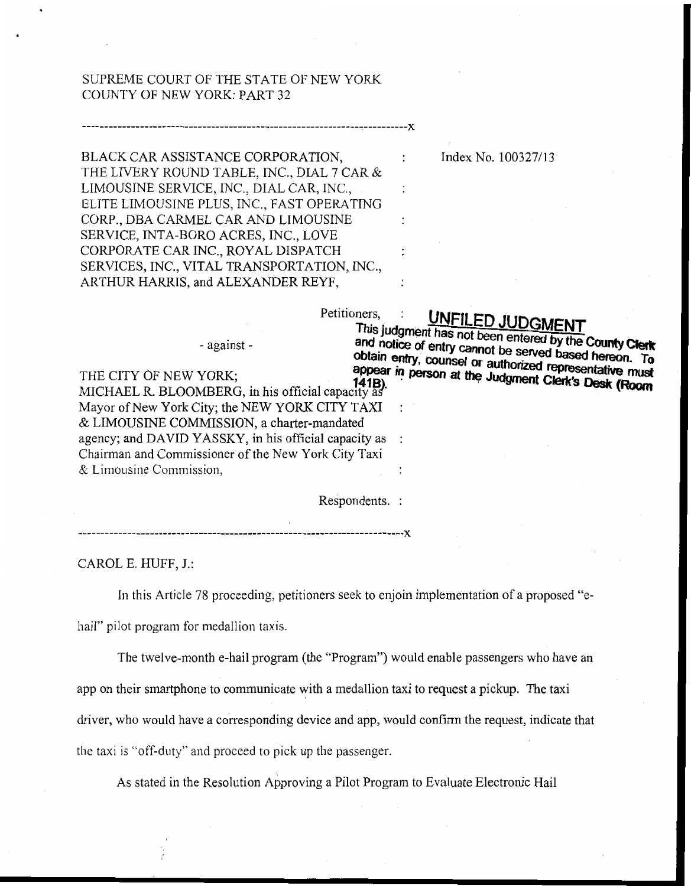SUPREME COURT OF THE STATE OF NEW YORK
COUNTY OF NEW YORK: PART 32

---------------------------------------------------------------------x

BLACK CAR ASSISTANCE CORPORATION, THE LIVERY ROUND TABLE, INC., DIAL 7 CAR & LIMOUSINE SERVICE, INC., DIAL CAR, INC., ELITE LIMOUSINE PLUS, INC., FAST OPERATING CORP., DBA CARMEL CAR AND LIMOUSINE SERVICE, INTA-BORO ACRES, INC., LOVE CORPORATE CAR INC., ROYAL DISPATCH SERVICES, INC., VITAL TRANSPORTATION, INC., ARTHUR HARRIS, and ALEXANDER REYF,

Index No. 100327/13

Petitioners,

**UNFILED JUDGMENT**
**This judgment has not been entered by the County Clerk and notice of entry cannot be served based hereon. To obtain entry, counsel or authorized representative must appear in person at the Judgment Clerk's Desk (Room 141B).**

\- against -

THE CITY OF NEW YORK; MICHAEL R. BLOOMBERG, in his official capacity as Mayor of New York City; the NEW YORK CITY TAXI & LIMOUSINE COMMISSION, a charter-mandated agency; and DAVID YASSKY, in his official capacity as Chairman and Commissioner of the New York City Taxi & Limousine Commission,

Respondents.

---------------------------------------------------------------------x

CAROL E. HUFF, J.:

In this Article 78 proceeding, petitioners seek to enjoin implementation of a proposed "e-hail" pilot program for medallion taxis.

The twelve-month e-hail program (the "Program") would enable passengers who have an app on their smartphone to communicate with a medallion taxi to request a pickup. The taxi driver, who would have a corresponding device and app, would confirm the request, indicate that the taxi is "off-duty" and proceed to pick up the passenger.

As stated in the Resolution Approving a Pilot Program to Evaluate Electronic Hail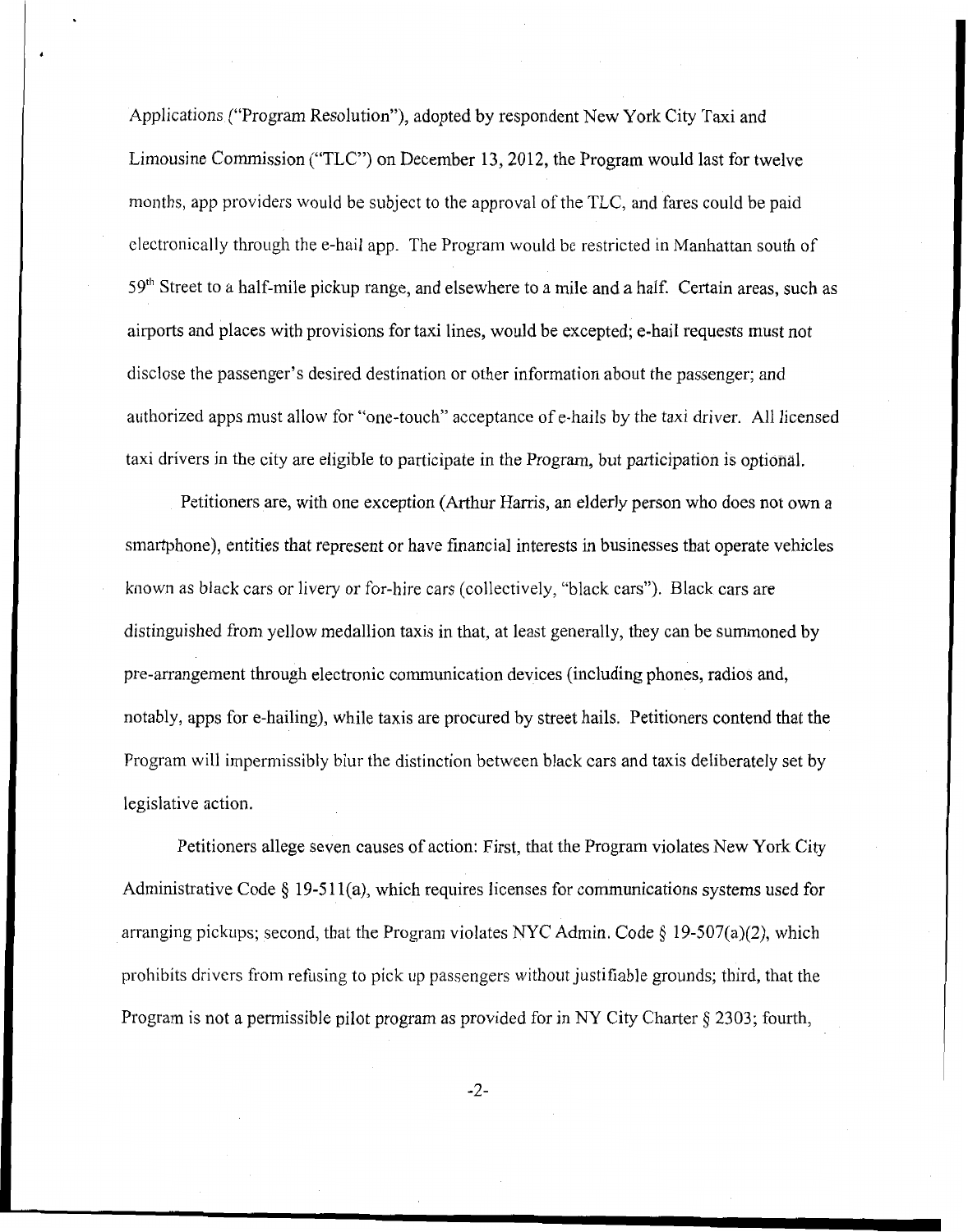Applications ("Program Resolution"), adopted by respondent New York City Taxi and Limousine Commission ("TLC") on December 13, 2012, the Program would last for twelve months, app providers would be subject to the approval of the TLC, and fares could be paid electronically through the e-hail app. The Program would be restricted in Manhattan south of 59th Street to a half-mile pickup range, and elsewhere to a mile and a half. Certain areas, such as airports and places with provisions for taxi lines, would be excepted; e-hail requests must not disclose the passenger's desired destination or other information about the passenger; and authorized apps must allow for "one-touch" acceptance of e-hails by the taxi driver. All licensed taxi drivers in the city are eligible to participate in the Program, but participation is optional.

Petitioners are, with one exception (Arthur Harris, an elderly person who does not own a smartphone), entities that represent or have financial interests in businesses that operate vehicles known as black cars or livery or for-hire cars (collectively, "black cars"). Black cars are distinguished from yellow medallion taxis in that, at least generally, they can be summoned by pre-arrangement through electronic communication devices (including phones, radios and, notably, apps for e-hailing), while taxis are procured by street hails. Petitioners contend that the Program will impermissibly blur the distinction between black cars and taxis deliberately set by legislative action.

Petitioners allege seven causes of action: First, that the Program violates New York City Administrative Code § 19-511(a), which requires licenses for communications systems used for arranging pickups; second, that the Program violates NYC Admin. Code § 19-507(a)(2), which prohibits drivers from refusing to pick up passengers without justifiable grounds; third, that the Program is not a permissible pilot program as provided for in NY City Charter § 2303; fourth,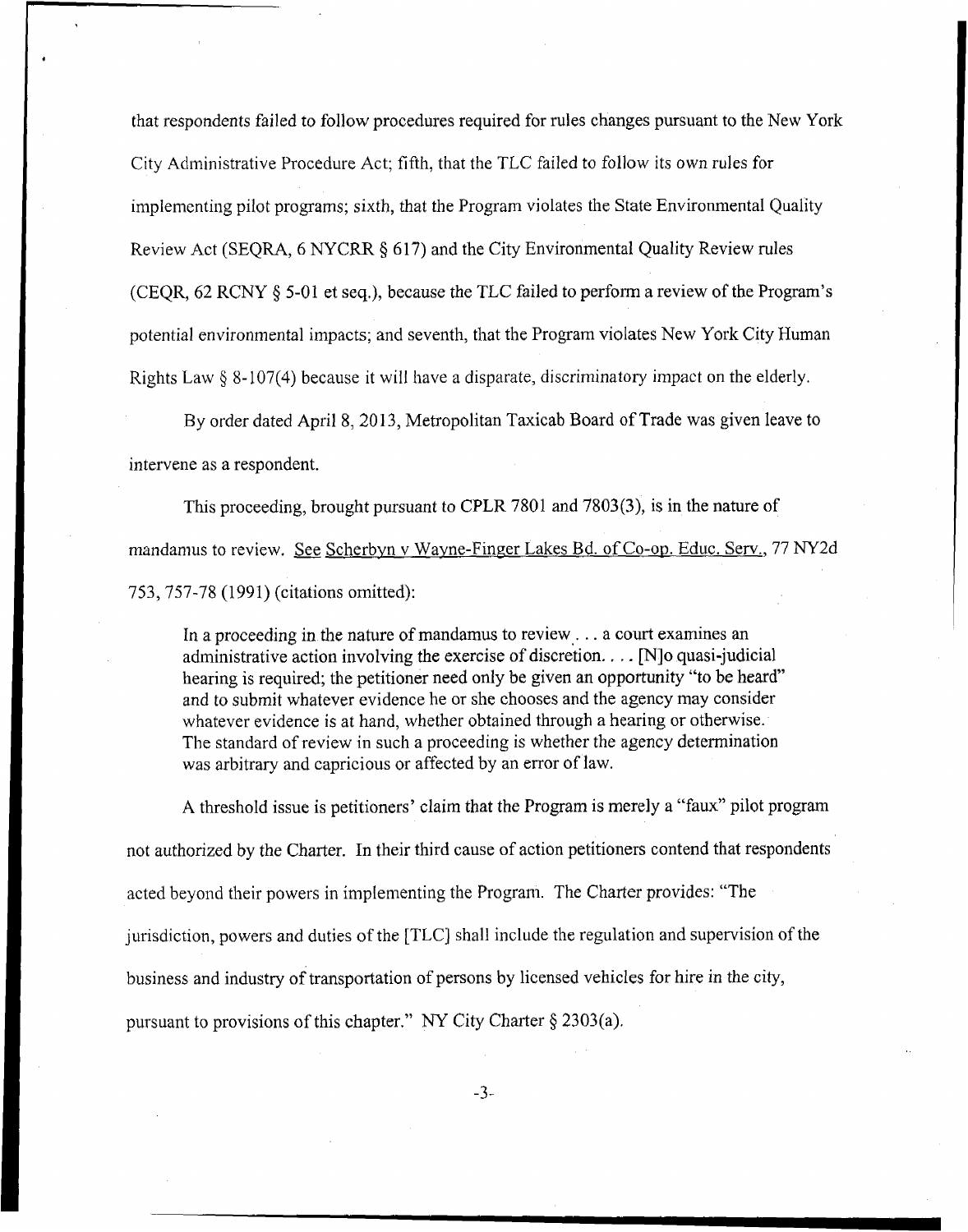that respondents failed to follow procedures required for rules changes pursuant to the New York City Administrative Procedure Act; fifth, that the TLC failed to follow its own rules for implementing pilot programs; sixth, that the Program violates the State Environmental Quality Review Act (SEQRA, 6 NYCRR § 617) and the City Environmental Quality Review rules (CEQR, 62 RCNY § 5-01 et seq.), because the TLC failed to perform a review of the Program's potential environmental impacts; and seventh, that the Program violates New York City Human Rights Law § 8-107(4) because it will have a disparate, discriminatory impact on the elderly.

By order dated April 8, 2013, Metropolitan Taxicab Board of Trade was given leave to intervene as a respondent.

This proceeding, brought pursuant to CPLR 7801 and 7803(3), is in the nature of mandamus to review. See Scherbyn v Wayne-Finger Lakes Bd. of Co-op. Educ. Serv., 77 NY2d 753, 757-78 (1991) (citations omitted):

> In a proceeding in the nature of mandamus to review . . . a court examines an administrative action involving the exercise of discretion. . . . [N]o quasi-judicial hearing is required; the petitioner need only be given an opportunity "to be heard" and to submit whatever evidence he or she chooses and the agency may consider whatever evidence is at hand, whether obtained through a hearing or otherwise. The standard of review in such a proceeding is whether the agency determination was arbitrary and capricious or affected by an error of law.

A threshold issue is petitioners' claim that the Program is merely a "faux" pilot program not authorized by the Charter. In their third cause of action petitioners contend that respondents acted beyond their powers in implementing the Program. The Charter provides: "The jurisdiction, powers and duties of the [TLC] shall include the regulation and supervision of the business and industry of transportation of persons by licensed vehicles for hire in the city, pursuant to provisions of this chapter." NY City Charter § 2303(a).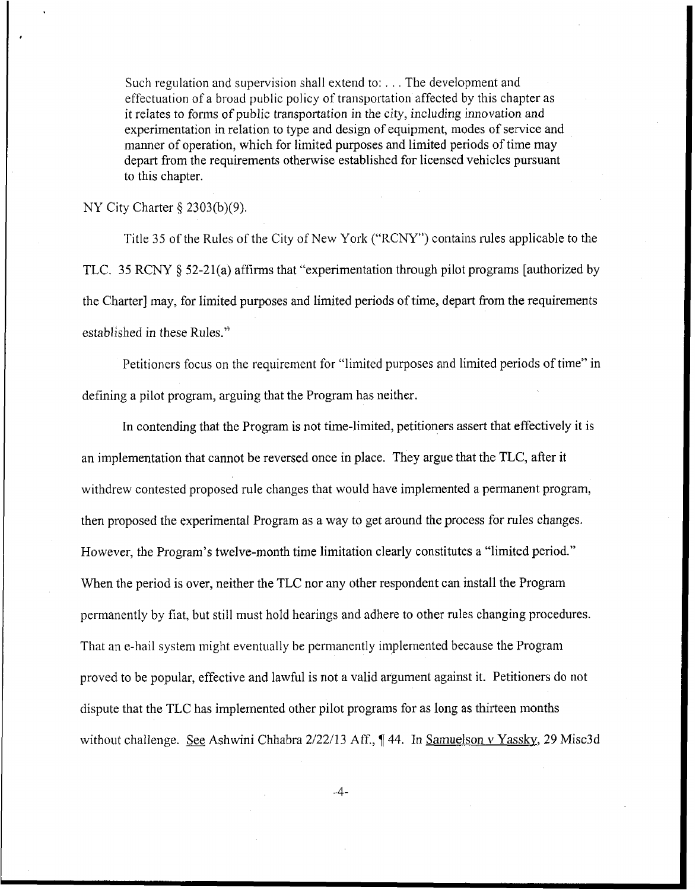> Such regulation and supervision shall extend to: . . . The development and effectuation of a broad public policy of transportation affected by this chapter as it relates to forms of public transportation in the city, including innovation and experimentation in relation to type and design of equipment, modes of service and manner of operation, which for limited purposes and limited periods of time may depart from the requirements otherwise established for licensed vehicles pursuant to this chapter.

NY City Charter § 2303(b)(9).

Title 35 of the Rules of the City of New York ("RCNY") contains rules applicable to the TLC. 35 RCNY § 52-21(a) affirms that "experimentation through pilot programs [authorized by the Charter] may, for limited purposes and limited periods of time, depart from the requirements established in these Rules."

Petitioners focus on the requirement for "limited purposes and limited periods of time" in defining a pilot program, arguing that the Program has neither.

In contending that the Program is not time-limited, petitioners assert that effectively it is an implementation that cannot be reversed once in place. They argue that the TLC, after it withdrew contested proposed rule changes that would have implemented a permanent program, then proposed the experimental Program as a way to get around the process for rules changes. However, the Program's twelve-month time limitation clearly constitutes a "limited period." When the period is over, neither the TLC nor any other respondent can install the Program permanently by fiat, but still must hold hearings and adhere to other rules changing procedures. That an e-hail system might eventually be permanently implemented because the Program proved to be popular, effective and lawful is not a valid argument against it. Petitioners do not dispute that the TLC has implemented other pilot programs for as long as thirteen months without challenge. See Ashwini Chhabra 2/22/13 Aff., ¶ 44. In Samuelson v Yassky, 29 Misc3d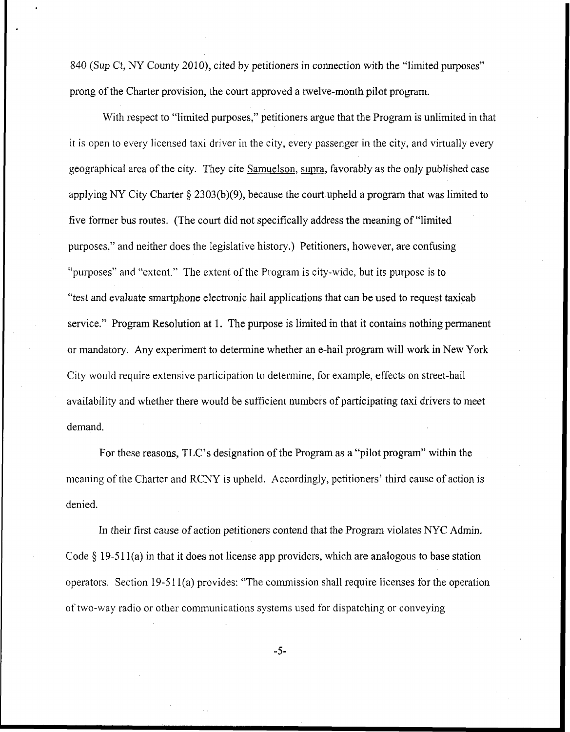840 (Sup Ct, NY County 2010), cited by petitioners in connection with the "limited purposes" prong of the Charter provision, the court approved a twelve-month pilot program.

With respect to "limited purposes," petitioners argue that the Program is unlimited in that it is open to every licensed taxi driver in the city, every passenger in the city, and virtually every geographical area of the city. They cite Samuelson, supra, favorably as the only published case applying NY City Charter § 2303(b)(9), because the court upheld a program that was limited to five former bus routes. (The court did not specifically address the meaning of "limited purposes," and neither does the legislative history.) Petitioners, however, are confusing "purposes" and "extent." The extent of the Program is city-wide, but its purpose is to "test and evaluate smartphone electronic hail applications that can be used to request taxicab service." Program Resolution at 1. The purpose is limited in that it contains nothing permanent or mandatory. Any experiment to determine whether an e-hail program will work in New York City would require extensive participation to determine, for example, effects on street-hail availability and whether there would be sufficient numbers of participating taxi drivers to meet demand.

For these reasons, TLC's designation of the Program as a "pilot program" within the meaning of the Charter and RCNY is upheld. Accordingly, petitioners' third cause of action is denied.

In their first cause of action petitioners contend that the Program violates NYC Admin. Code § 19-511(a) in that it does not license app providers, which are analogous to base station operators. Section 19-511(a) provides: "The commission shall require licenses for the operation of two-way radio or other communications systems used for dispatching or conveying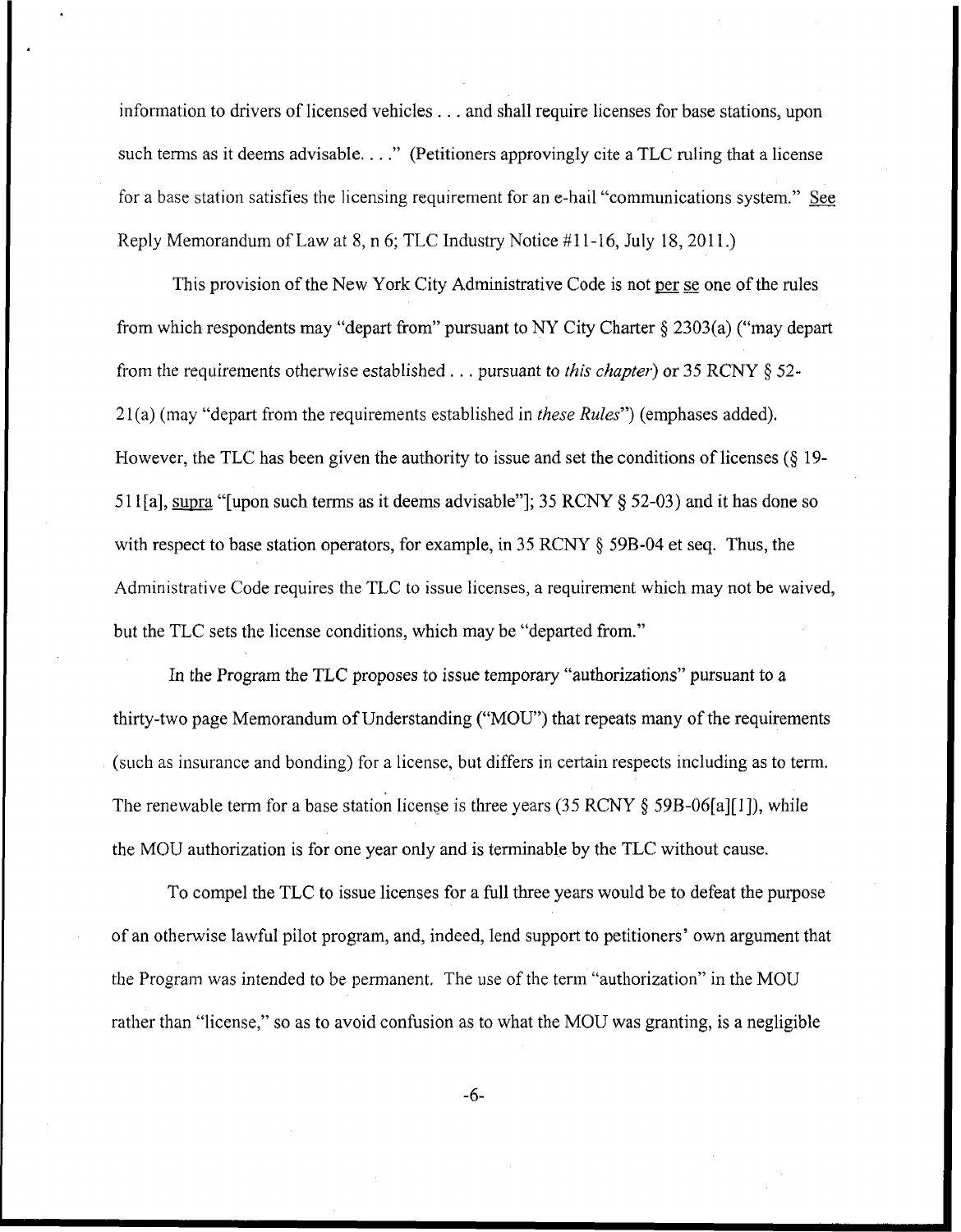information to drivers of licensed vehicles . . . and shall require licenses for base stations, upon such terms as it deems advisable. . . ." (Petitioners approvingly cite a TLC ruling that a license for a base station satisfies the licensing requirement for an e-hail "communications system." See Reply Memorandum of Law at 8, n 6; TLC Industry Notice #11-16, July 18, 2011.)

This provision of the New York City Administrative Code is not per se one of the rules from which respondents may "depart from" pursuant to NY City Charter § 2303(a) ("may depart from the requirements otherwise established . . . pursuant to *this chapter*) or 35 RCNY § 52-21(a) (may "depart from the requirements established in *these Rules*") (emphases added). However, the TLC has been given the authority to issue and set the conditions of licenses (§ 19-511[a], supra "[upon such terms as it deems advisable"]; 35 RCNY § 52-03) and it has done so with respect to base station operators, for example, in 35 RCNY § 59B-04 et seq. Thus, the Administrative Code requires the TLC to issue licenses, a requirement which may not be waived, but the TLC sets the license conditions, which may be "departed from."

In the Program the TLC proposes to issue temporary "authorizations" pursuant to a thirty-two page Memorandum of Understanding ("MOU") that repeats many of the requirements (such as insurance and bonding) for a license, but differs in certain respects including as to term. The renewable term for a base station license is three years (35 RCNY § 59B-06[a][1]), while the MOU authorization is for one year only and is terminable by the TLC without cause.

To compel the TLC to issue licenses for a full three years would be to defeat the purpose of an otherwise lawful pilot program, and, indeed, lend support to petitioners' own argument that the Program was intended to be permanent. The use of the term "authorization" in the MOU rather than "license," so as to avoid confusion as to what the MOU was granting, is a negligible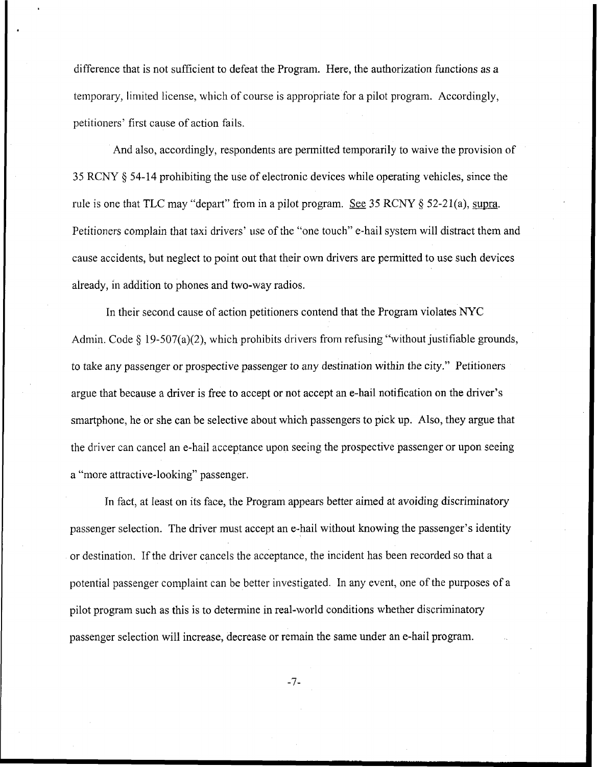difference that is not sufficient to defeat the Program. Here, the authorization functions as a temporary, limited license, which of course is appropriate for a pilot program. Accordingly, petitioners' first cause of action fails.

And also, accordingly, respondents are permitted temporarily to waive the provision of 35 RCNY § 54-14 prohibiting the use of electronic devices while operating vehicles, since the rule is one that TLC may "depart" from in a pilot program. See 35 RCNY § 52-21(a), supra. Petitioners complain that taxi drivers' use of the "one touch" e-hail system will distract them and cause accidents, but neglect to point out that their own drivers are permitted to use such devices already, in addition to phones and two-way radios.

In their second cause of action petitioners contend that the Program violates NYC Admin. Code § 19-507(a)(2), which prohibits drivers from refusing "without justifiable grounds, to take any passenger or prospective passenger to any destination within the city." Petitioners argue that because a driver is free to accept or not accept an e-hail notification on the driver's smartphone, he or she can be selective about which passengers to pick up. Also, they argue that the driver can cancel an e-hail acceptance upon seeing the prospective passenger or upon seeing a "more attractive-looking" passenger.

In fact, at least on its face, the Program appears better aimed at avoiding discriminatory passenger selection. The driver must accept an e-hail without knowing the passenger's identity or destination. If the driver cancels the acceptance, the incident has been recorded so that a potential passenger complaint can be better investigated. In any event, one of the purposes of a pilot program such as this is to determine in real-world conditions whether discriminatory passenger selection will increase, decrease or remain the same under an e-hail program.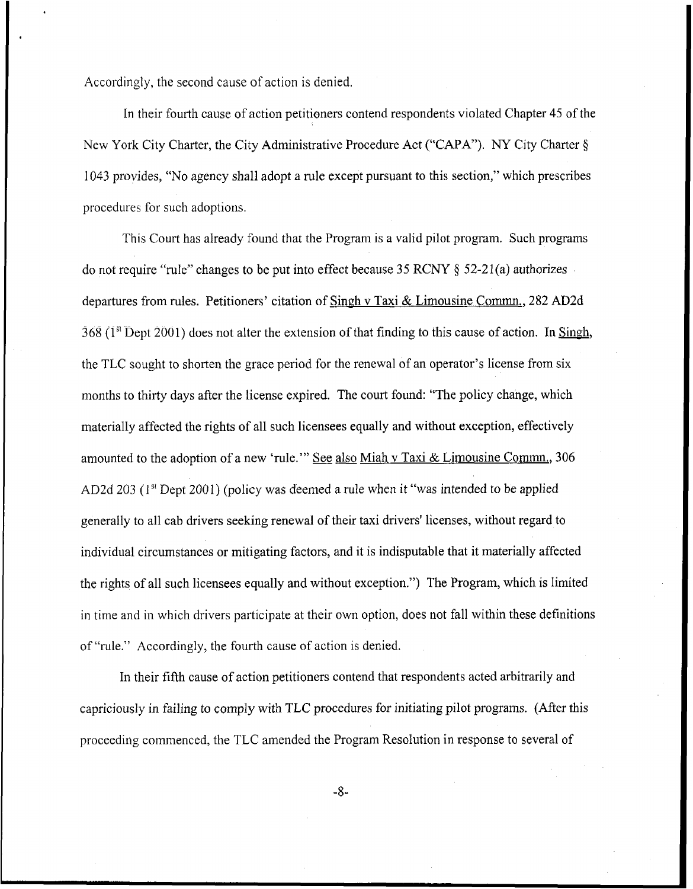Accordingly, the second cause of action is denied.

In their fourth cause of action petitioners contend respondents violated Chapter 45 of the New York City Charter, the City Administrative Procedure Act ("CAPA"). NY City Charter § 1043 provides, "No agency shall adopt a rule except pursuant to this section," which prescribes procedures for such adoptions.

This Court has already found that the Program is a valid pilot program. Such programs do not require "rule" changes to be put into effect because 35 RCNY § 52-21(a) authorizes departures from rules. Petitioners' citation of Singh v Taxi & Limousine Commn., 282 AD2d 368 (1st Dept 2001) does not alter the extension of that finding to this cause of action. In Singh, the TLC sought to shorten the grace period for the renewal of an operator's license from six months to thirty days after the license expired. The court found: "The policy change, which materially affected the rights of all such licensees equally and without exception, effectively amounted to the adoption of a new 'rule.'" See also Miah v Taxi & Limousine Commn., 306 AD2d 203 (1st Dept 2001) (policy was deemed a rule when it "was intended to be applied generally to all cab drivers seeking renewal of their taxi drivers' licenses, without regard to individual circumstances or mitigating factors, and it is indisputable that it materially affected the rights of all such licensees equally and without exception.") The Program, which is limited in time and in which drivers participate at their own option, does not fall within these definitions of "rule." Accordingly, the fourth cause of action is denied.

In their fifth cause of action petitioners contend that respondents acted arbitrarily and capriciously in failing to comply with TLC procedures for initiating pilot programs. (After this proceeding commenced, the TLC amended the Program Resolution in response to several of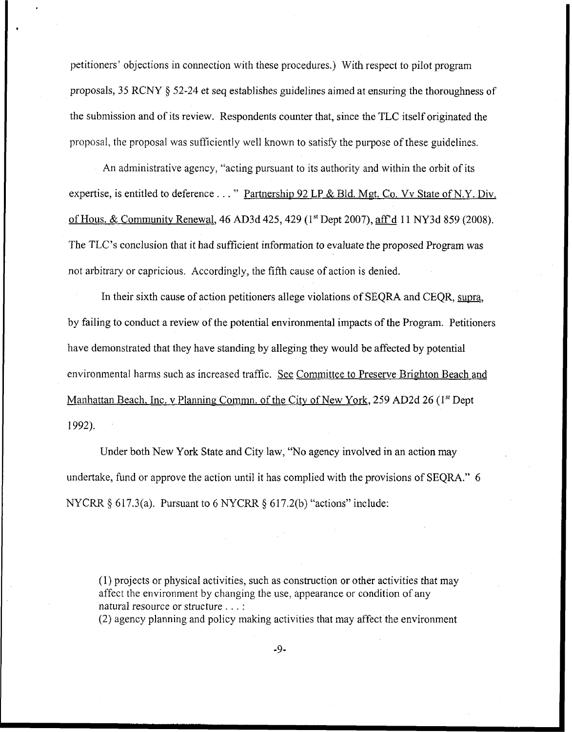petitioners' objections in connection with these procedures.) With respect to pilot program proposals, 35 RCNY § 52-24 et seq establishes guidelines aimed at ensuring the thoroughness of the submission and of its review. Respondents counter that, since the TLC itself originated the proposal, the proposal was sufficiently well known to satisfy the purpose of these guidelines.

An administrative agency, "acting pursuant to its authority and within the orbit of its expertise, is entitled to deference . . . " Partnership 92 LP & Bld. Mgt. Co. Vv State of N.Y. Div. of Hous. & Community Renewal, 46 AD3d 425, 429 (1st Dept 2007), aff'd 11 NY3d 859 (2008). The TLC's conclusion that it had sufficient information to evaluate the proposed Program was not arbitrary or capricious. Accordingly, the fifth cause of action is denied.

In their sixth cause of action petitioners allege violations of SEQRA and CEQR, supra, by failing to conduct a review of the potential environmental impacts of the Program. Petitioners have demonstrated that they have standing by alleging they would be affected by potential environmental harms such as increased traffic. See Committee to Preserve Brighton Beach and Manhattan Beach, Inc. v Planning Commn. of the City of New York, 259 AD2d 26 (1st Dept 1992).

Under both New York State and City law, "No agency involved in an action may undertake, fund or approve the action until it has complied with the provisions of SEQRA." 6 NYCRR § 617.3(a). Pursuant to 6 NYCRR § 617.2(b) "actions" include:

> (1) projects or physical activities, such as construction or other activities that may affect the environment by changing the use, appearance or condition of any natural resource or structure . . . :
> (2) agency planning and policy making activities that may affect the environment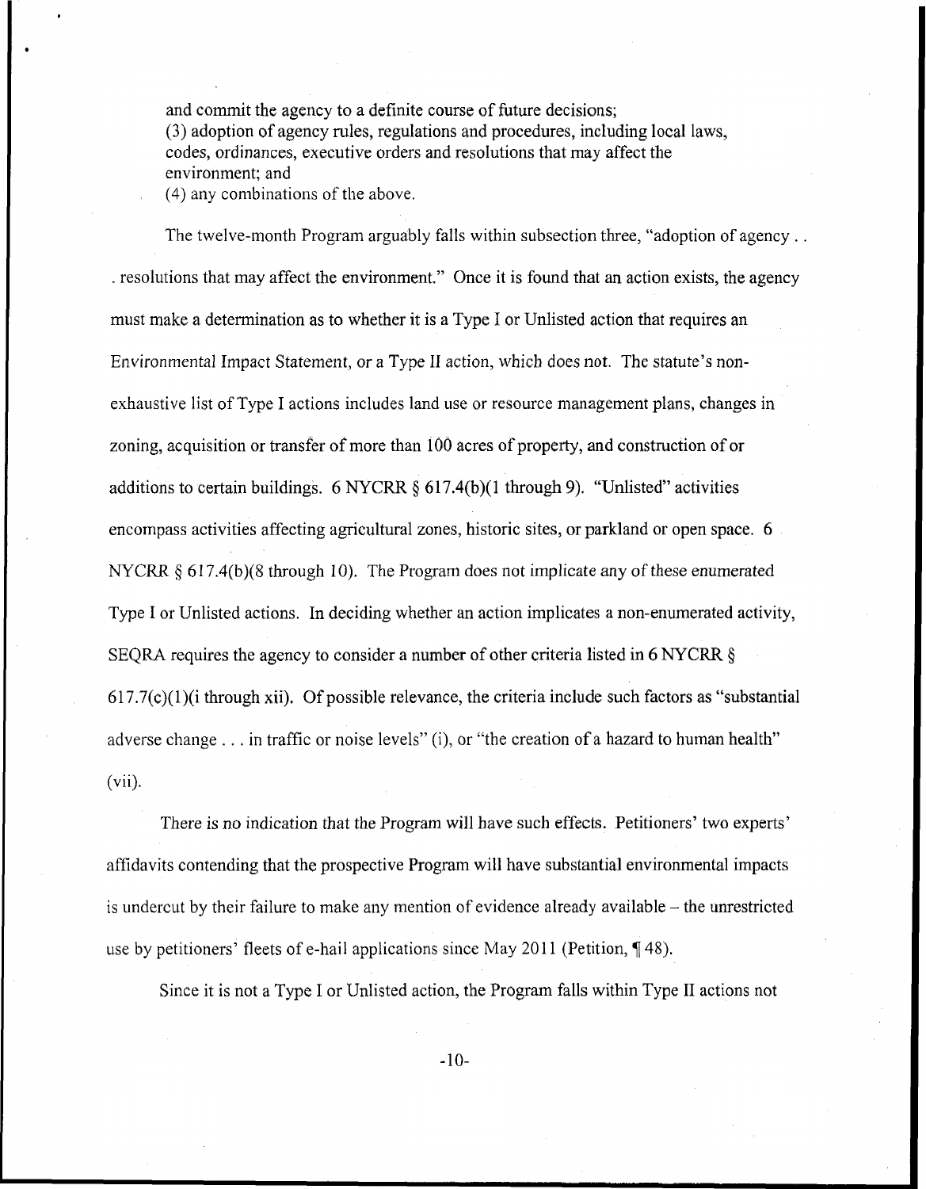and commit the agency to a definite course of future decisions;
(3) adoption of agency rules, regulations and procedures, including local laws, codes, ordinances, executive orders and resolutions that may affect the environment; and
(4) any combinations of the above.

The twelve-month Program arguably falls within subsection three, "adoption of agency . . . resolutions that may affect the environment." Once it is found that an action exists, the agency must make a determination as to whether it is a Type I or Unlisted action that requires an Environmental Impact Statement, or a Type II action, which does not. The statute's non-exhaustive list of Type I actions includes land use or resource management plans, changes in zoning, acquisition or transfer of more than 100 acres of property, and construction of or additions to certain buildings. 6 NYCRR § 617.4(b)(1 through 9). "Unlisted" activities encompass activities affecting agricultural zones, historic sites, or parkland or open space. 6 NYCRR § 617.4(b)(8 through 10). The Program does not implicate any of these enumerated Type I or Unlisted actions. In deciding whether an action implicates a non-enumerated activity, SEQRA requires the agency to consider a number of other criteria listed in 6 NYCRR § 617.7(c)(1)(i through xii). Of possible relevance, the criteria include such factors as "substantial adverse change . . . in traffic or noise levels" (i), or "the creation of a hazard to human health" (vii).

There is no indication that the Program will have such effects. Petitioners' two experts' affidavits contending that the prospective Program will have substantial environmental impacts is undercut by their failure to make any mention of evidence already available – the unrestricted use by petitioners' fleets of e-hail applications since May 2011 (Petition, ¶ 48).

Since it is not a Type I or Unlisted action, the Program falls within Type II actions not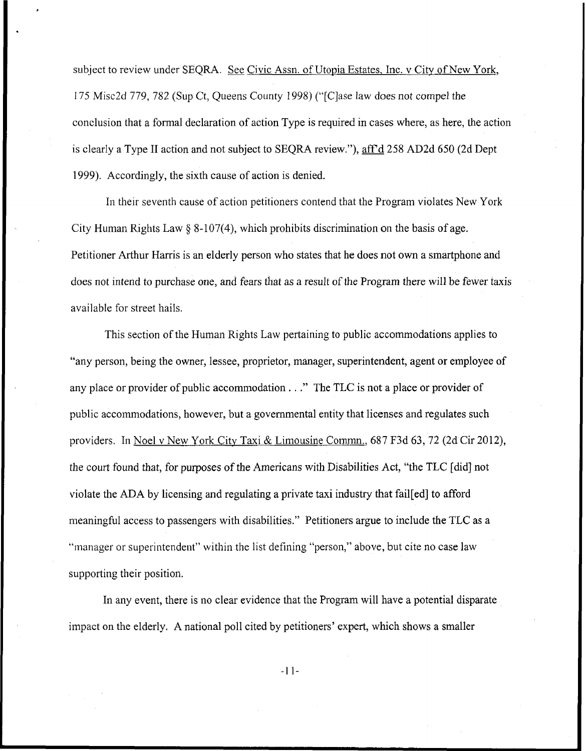subject to review under SEQRA. See Civic Assn. of Utopia Estates, Inc. v City of New York, 175 Misc2d 779, 782 (Sup Ct, Queens County 1998) ("[C]ase law does not compel the conclusion that a formal declaration of action Type is required in cases where, as here, the action is clearly a Type II action and not subject to SEQRA review."), aff'd 258 AD2d 650 (2d Dept 1999). Accordingly, the sixth cause of action is denied.

In their seventh cause of action petitioners contend that the Program violates New York City Human Rights Law § 8-107(4), which prohibits discrimination on the basis of age. Petitioner Arthur Harris is an elderly person who states that he does not own a smartphone and does not intend to purchase one, and fears that as a result of the Program there will be fewer taxis available for street hails.

This section of the Human Rights Law pertaining to public accommodations applies to "any person, being the owner, lessee, proprietor, manager, superintendent, agent or employee of any place or provider of public accommodation . . ." The TLC is not a place or provider of public accommodations, however, but a governmental entity that licenses and regulates such providers. In Noel v New York City Taxi & Limousine Commn., 687 F3d 63, 72 (2d Cir 2012), the court found that, for purposes of the Americans with Disabilities Act, "the TLC [did] not violate the ADA by licensing and regulating a private taxi industry that fail[ed] to afford meaningful access to passengers with disabilities." Petitioners argue to include the TLC as a "manager or superintendent" within the list defining "person," above, but cite no case law supporting their position.

In any event, there is no clear evidence that the Program will have a potential disparate impact on the elderly. A national poll cited by petitioners' expert, which shows a smaller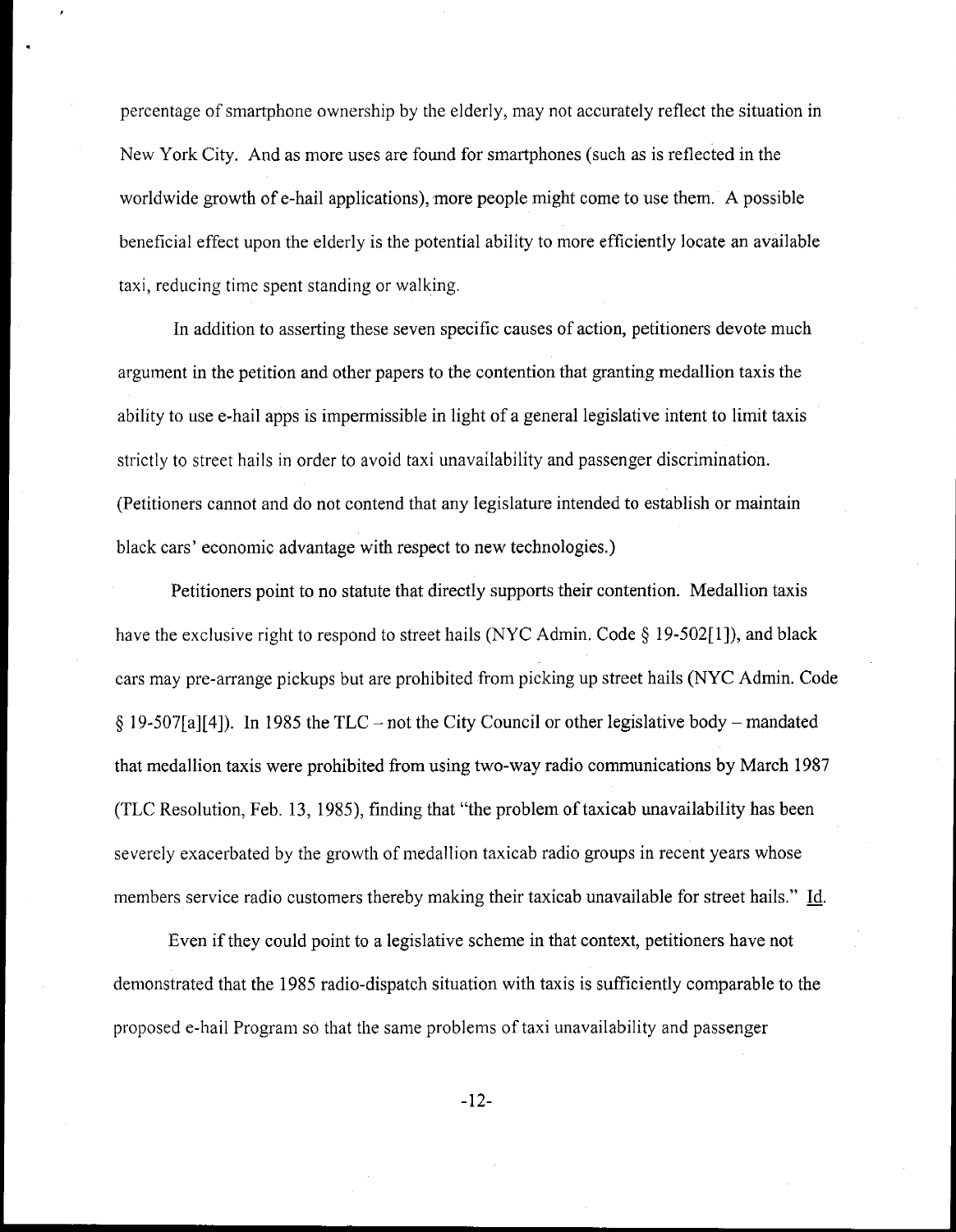percentage of smartphone ownership by the elderly, may not accurately reflect the situation in New York City. And as more uses are found for smartphones (such as is reflected in the worldwide growth of e-hail applications), more people might come to use them. A possible beneficial effect upon the elderly is the potential ability to more efficiently locate an available taxi, reducing time spent standing or walking.

In addition to asserting these seven specific causes of action, petitioners devote much argument in the petition and other papers to the contention that granting medallion taxis the ability to use e-hail apps is impermissible in light of a general legislative intent to limit taxis strictly to street hails in order to avoid taxi unavailability and passenger discrimination. (Petitioners cannot and do not contend that any legislature intended to establish or maintain black cars' economic advantage with respect to new technologies.)

Petitioners point to no statute that directly supports their contention. Medallion taxis have the exclusive right to respond to street hails (NYC Admin. Code § 19-502[1]), and black cars may pre-arrange pickups but are prohibited from picking up street hails (NYC Admin. Code § 19-507[a][4]). In 1985 the TLC – not the City Council or other legislative body – mandated that medallion taxis were prohibited from using two-way radio communications by March 1987 (TLC Resolution, Feb. 13, 1985), finding that "the problem of taxicab unavailability has been severely exacerbated by the growth of medallion taxicab radio groups in recent years whose members service radio customers thereby making their taxicab unavailable for street hails." Id.

Even if they could point to a legislative scheme in that context, petitioners have not demonstrated that the 1985 radio-dispatch situation with taxis is sufficiently comparable to the proposed e-hail Program so that the same problems of taxi unavailability and passenger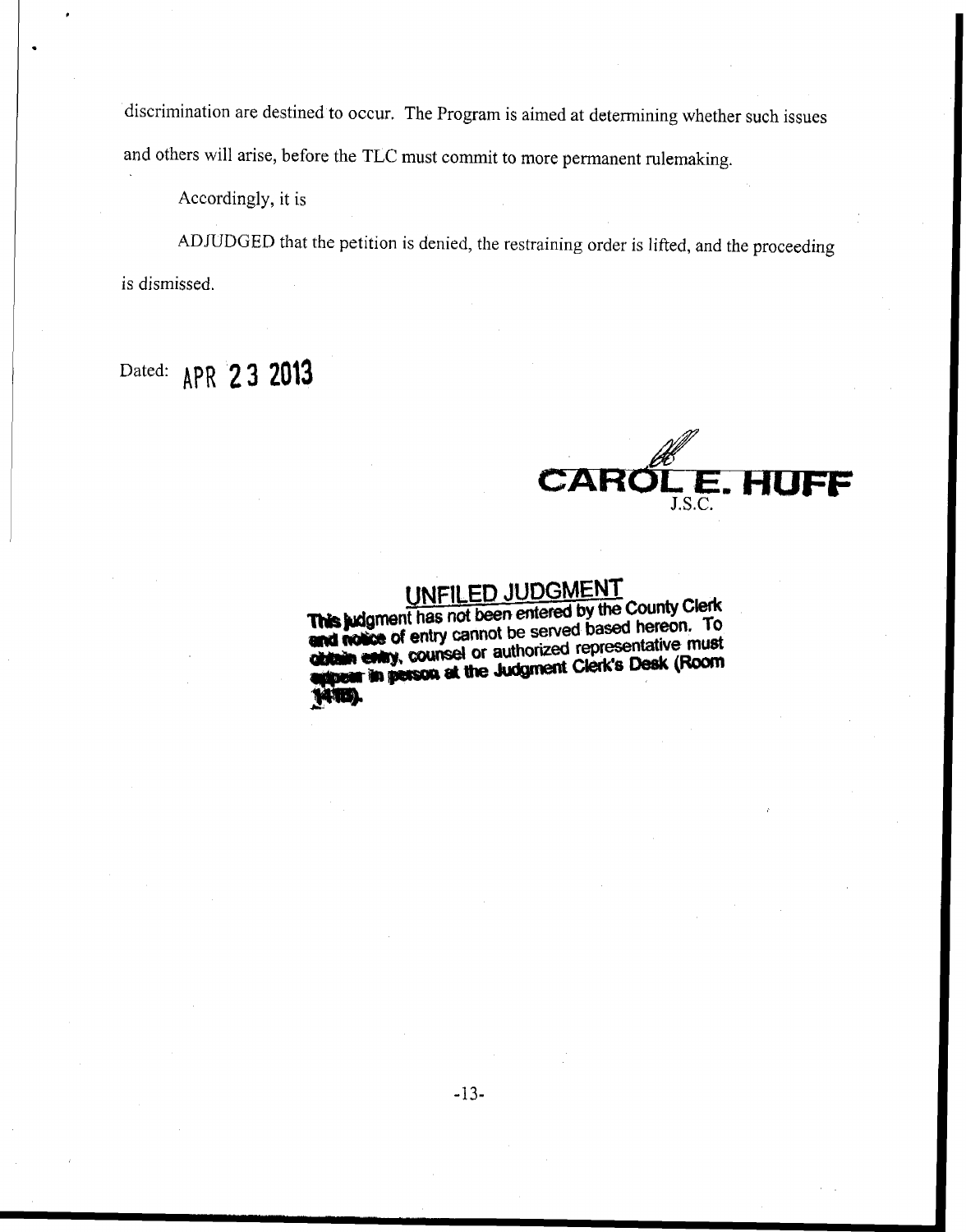discrimination are destined to occur. The Program is aimed at determining whether such issues and others will arise, before the TLC must commit to more permanent rulemaking.

Accordingly, it is

ADJUDGED that the petition is denied, the restraining order is lifted, and the proceeding is dismissed.

Dated: APR 23 2013

**CAROL E. HUFF**
J.S.C.

**UNFILED JUDGMENT**

**This judgment has not been entered by the County Clerk and notice of entry cannot be served based hereon. To obtain entry, counsel or authorized representative must appear in person at the Judgment Clerk's Desk (Room 141B).**